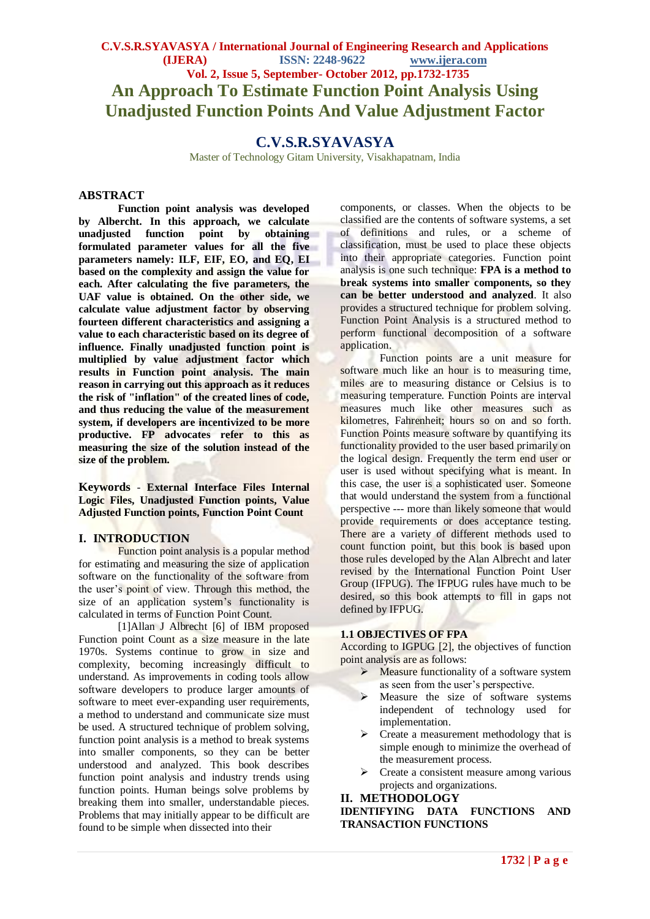# An Approach To Estimate Function Point Analysis Using Unadjusted Function Points And Value Adjustment Factor

## C.V.S.R.SYAVASYA

Master of Technology Gitam University, Visakhapatnam, India

## ABSTRACT

**Function point analysis was developed by Albercht. In this approach, we calculate unadjusted function point by obtaining formulated parameter values for all the five parameters namely: ILF, EIF, EO, and EQ, EI based on the complexity and assign the value for each. After calculating the five parameters, the UAF value is obtained. On the other side, we calculate value adjustment factor by observing fourteen different characteristics and assigning a value to each characteristic based on its degree of influence. Finally unadjusted function point is multiplied by value adjustment factor which results in Function point analysis. The main reason in carrying out this approach as it reduces the risk of "inflation" of the created lines of code, and thus reducing the value of the measurement system, if developers are incentivized to be more productive. FP advocates refer to this as measuring the size of the solution instead of the size of the problem.**

**Keywords** - **External Interface Files Internal Logic Files, Unadjusted Function points, Value Adjusted Function points, Function Point Count**

## I. INTRODUCTION

Function point analysis is a popular method for estimating and measuring the size of application software on the functionality of the software from the user's point of view. Through this method, the size of an application system's functionality is calculated in terms of Function Point Count.

[1]Allan J Albrecht [6] of IBM proposed Function point Count as a size measure in the late 1970s. Systems continue to grow in size and complexity, becoming increasingly difficult to understand. As improvements in coding tools allow software developers to produce larger amounts of software to meet ever-expanding user requirements, a method to understand and communicate size must be used. A structured technique of problem solving, function point analysis is a method to break systems into smaller components, so they can be better understood and analyzed. This book describes function point analysis and industry trends using function points. Human beings solve problems by breaking them into smaller, understandable pieces. Problems that may initially appear to be difficult are found to be simple when dissected into their components, or classes. When the objects to be classified are the contents of software systems, a set of definitions and rules, or a scheme of classification, must be used to place these objects into their appropriate categories. Function point analysis is one such technique: **FPA is a method to break systems into smaller components, so they can be better understood and analyzed**. It also provides a structured technique for problem solving. Function Point Analysis is a structured method to perform functional decomposition of a software application.

Function points are a unit measure for software much like an hour is to measuring time, miles are to measuring distance or Celsius is to measuring temperature. Function Points are interval measures much like other measures such as kilometres, Fahrenheit; hours so on and so forth. Function Points measure software by quantifying its functionality provided to the user based primarily on the logical design. Frequently the term end user or user is used without specifying what is meant. In this case, the user is a sophisticated user. Someone that would understand the system from a functional perspective --- more than likely someone that would provide requirements or does acceptance testing. There are a variety of different methods used to count function point, but this book is based upon those rules developed by the Alan Albrecht and later revised by the International Function Point User Group (IFPUG). The IFPUG rules have much to be desired, so this book attempts to fill in gaps not defined by IFPUG.

### 1.1 OBJECTIVES OF FPA

According to IGPUG [2], the objectives of function point analysis are as follows:

- Measure functionality of a software system as seen from the user's perspective.
- Measure the size of software systems independent of technology used for implementation.
- Create a measurement methodology that is simple enough to minimize the overhead of the measurement process.
- Create a consistent measure among various projects and organizations.

## II. METHODOLOGY

**IDENTIFYING DATA FUNCTIONS AND TRANSACTION FUNCTIONS**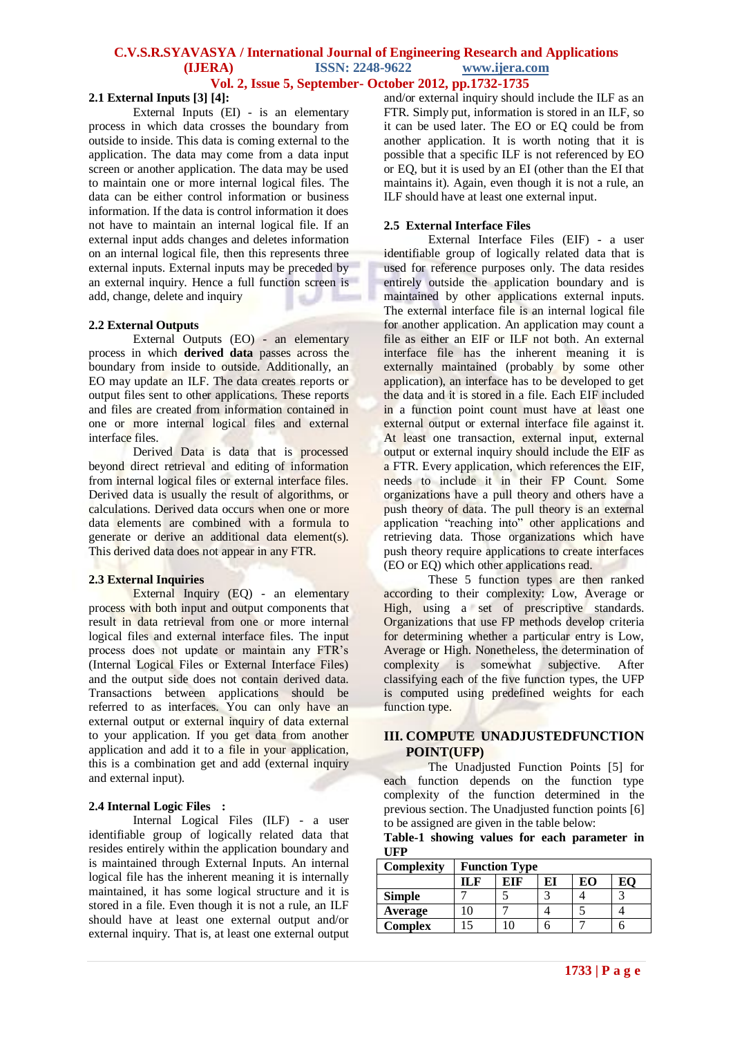### 2.1 External Inputs [3] [4]:

External Inputs (EI) - is an elementary process in which data crosses the boundary from outside to inside. This data is coming external to the application. The data may come from a data input screen or another application. The data may be used to maintain one or more internal logical files. The data can be either control information or business information. If the data is control information it does not have to maintain an internal logical file. If an external input adds changes and deletes information on an internal logical file, then this represents three external inputs. External inputs may be preceded by an external inquiry. Hence a full function screen is add, change, delete and inquiry

### 2.2 External Outputs

External Outputs (EO) - an elementary process in which **derived data** passes across the boundary from inside to outside. Additionally, an EO may update an ILF. The data creates reports or output files sent to other applications. These reports and files are created from information contained in one or more internal logical files and external interface files.

Derived Data is data that is processed beyond direct retrieval and editing of information from internal logical files or external interface files. Derived data is usually the result of algorithms, or calculations. Derived data occurs when one or more data elements are combined with a formula to generate or derive an additional data element(s). This derived data does not appear in any FTR.

### 2.3 External Inquiries

External Inquiry (EQ) - an elementary process with both input and output components that result in data retrieval from one or more internal logical files and external interface files. The input process does not update or maintain any FTR's (Internal Logical Files or External Interface Files) and the output side does not contain derived data. Transactions between applications should be referred to as interfaces. You can only have an external output or external inquiry of data external to your application. If you get data from another application and add it to a file in your application, this is a combination get and add (external inquiry and external input).

### 2.4 Internal Logic Files :

Internal Logical Files (ILF) - a user identifiable group of logically related data that resides entirely within the application boundary and is maintained through External Inputs. An internal logical file has the inherent meaning it is internally maintained, it has some logical structure and it is stored in a file. Even though it is not a rule, an ILF should have at least one external output and/or external inquiry. That is, at least one external output and/or external inquiry should include the ILF as an FTR. Simply put, information is stored in an ILF, so it can be used later. The EO or EQ could be from another application. It is worth noting that it is possible that a specific ILF is not referenced by EO or EQ, but it is used by an EI (other than the EI that maintains it). Again, even though it is not a rule, an ILF should have at least one external input.

### 2.5 External Interface Files

External Interface Files (EIF) - a user identifiable group of logically related data that is used for reference purposes only. The data resides entirely outside the application boundary and is maintained by other applications external inputs. The external interface file is an internal logical file for another application. An application may count a file as either an EIF or ILF not both. An external interface file has the inherent meaning it is externally maintained (probably by some other application), an interface has to be developed to get the data and it is stored in a file. Each EIF included in a function point count must have at least one external output or external interface file against it. At least one transaction, external input, external output or external inquiry should include the EIF as a FTR. Every application, which references the EIF, needs to include it in their FP Count. Some organizations have a pull theory and others have a push theory of data. The pull theory is an external application "reaching into" other applications and retrieving data. Those organizations which have push theory require applications to create interfaces (EO or EQ) which other applications read.

These 5 function types are then ranked according to their complexity: Low, Average or High, using a set of prescriptive standards. Organizations that use FP methods develop criteria for determining whether a particular entry is Low, Average or High. Nonetheless, the determination of complexity is somewhat subjective. After classifying each of the five function types, the UFP is computed using predefined weights for each function type.

## III. COMPUTE UNADJUSTEDFUNCTION POINT(UFP)

The Unadjusted Function Points [5] for each function depends on the function type complexity of the function determined in the previous section. The Unadjusted function points [6] to be assigned are given in the table below:

**Table-1 showing values for each parameter in UFP**

| Complexity | Function Type | | | | |
|---|---|---|---|---|---|
| | **ILF** | **EIF** | **EI** | **EO** | **EQ** |
| **Simple** | 7 | 5 | 3 | 4 | 3 |
| **Average** | 10 | 7 | 4 | 5 | 4 |
| **Complex** | 15 | 10 | 6 | 7 | 6 |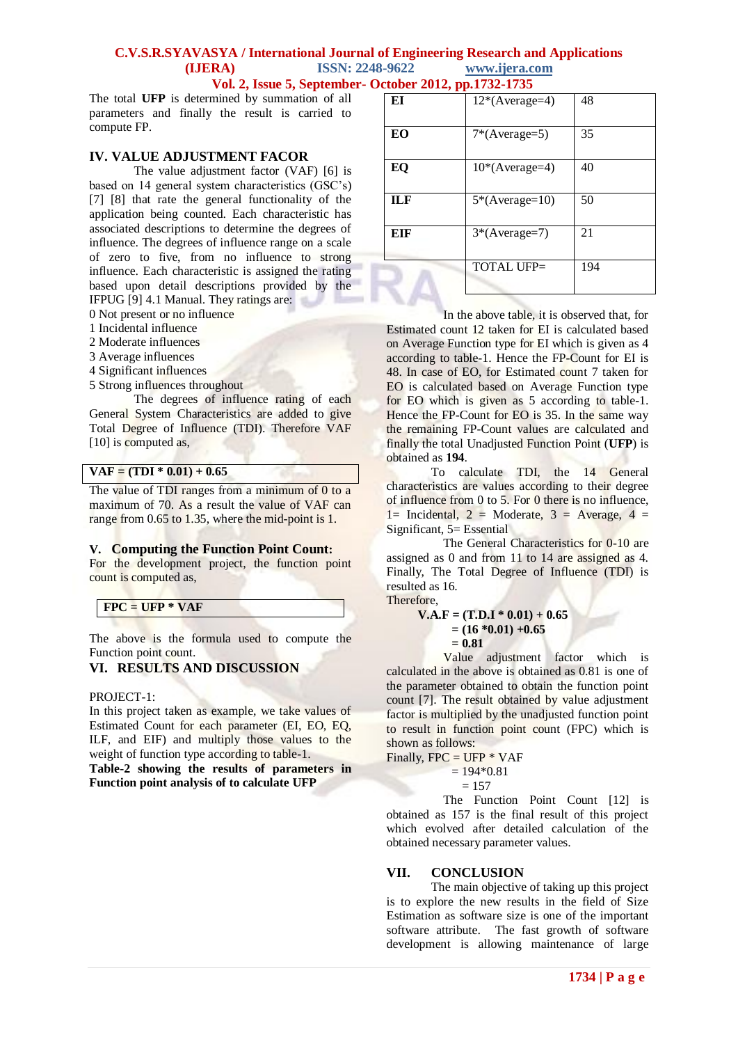The total **UFP** is determined by summation of all parameters and finally the result is carried to compute FP.

## IV. VALUE ADJUSTMENT FACOR

The value adjustment factor (VAF) [6] is based on 14 general system characteristics (GSC's) [7] [8] that rate the general functionality of the application being counted. Each characteristic has associated descriptions to determine the degrees of influence. The degrees of influence range on a scale of zero to five, from no influence to strong influence. Each characteristic is assigned the rating based upon detail descriptions provided by the IFPUG [9] 4.1 Manual. They ratings are:

0 Not present or no influence
1 Incidental influence
2 Moderate influences
3 Average influences
4 Significant influences
5 Strong influences throughout

The degrees of influence rating of each General System Characteristics are added to give Total Degree of Influence (TDI). Therefore VAF [10] is computed as,

**VAF = (TDI * 0.01) + 0.65**

The value of TDI ranges from a minimum of 0 to a maximum of 70. As a result the value of VAF can range from 0.65 to 1.35, where the mid-point is 1.

## V. Computing the Function Point Count:

For the development project, the function point count is computed as,

**FPC = UFP * VAF**

The above is the formula used to compute the Function point count.

## VI. RESULTS AND DISCUSSION

PROJECT-1:

In this project taken as example, we take values of Estimated Count for each parameter (EI, EO, EQ, ILF, and EIF) and multiply those values to the weight of function type according to table-1.

**Table-2 showing the results of parameters in Function point analysis of to calculate UFP**

| | | |
|---|---|---|
| **EI** | 12*(Average=4) | 48 |
| **EO** | 7*(Average=5) | 35 |
| **EQ** | 10*(Average=4) | 40 |
| **ILF** | 5*(Average=10) | 50 |
| **EIF** | 3*(Average=7) | 21 |
| | TOTAL UFP= | 194 |

In the above table, it is observed that, for Estimated count 12 taken for EI is calculated based on Average Function type for EI which is given as 4 according to table-1. Hence the FP-Count for EI is 48. In case of EO, for Estimated count 7 taken for EO is calculated based on Average Function type for EO which is given as 5 according to table-1. Hence the FP-Count for EO is 35. In the same way the remaining FP-Count values are calculated and finally the total Unadjusted Function Point (**UFP**) is obtained as **194**.

To calculate TDI, the 14 General characteristics are values according to their degree of influence from 0 to 5. For 0 there is no influence, 1= Incidental, 2 = Moderate, 3 = Average, 4 = Significant, 5= Essential

The General Characteristics for 0-10 are assigned as 0 and from 11 to 14 are assigned as 4. Finally, The Total Degree of Influence (TDI) is resulted as 16.

Therefore,

**V.A.F = (T.D.I * 0.01) + 0.65**
**= (16 *0.01) +0.65**
**= 0.81**

Value adjustment factor which is calculated in the above is obtained as 0.81 is one of the parameter obtained to obtain the function point count [7]. The result obtained by value adjustment factor is multiplied by the unadjusted function point to result in function point count (FPC) which is shown as follows:

Finally, FPC = UFP * VAF
= 194*0.81
= 157

The Function Point Count [12] is obtained as 157 is the final result of this project which evolved after detailed calculation of the obtained necessary parameter values.

## VII. CONCLUSION

The main objective of taking up this project is to explore the new results in the field of Size Estimation as software size is one of the important software attribute. The fast growth of software development is allowing maintenance of large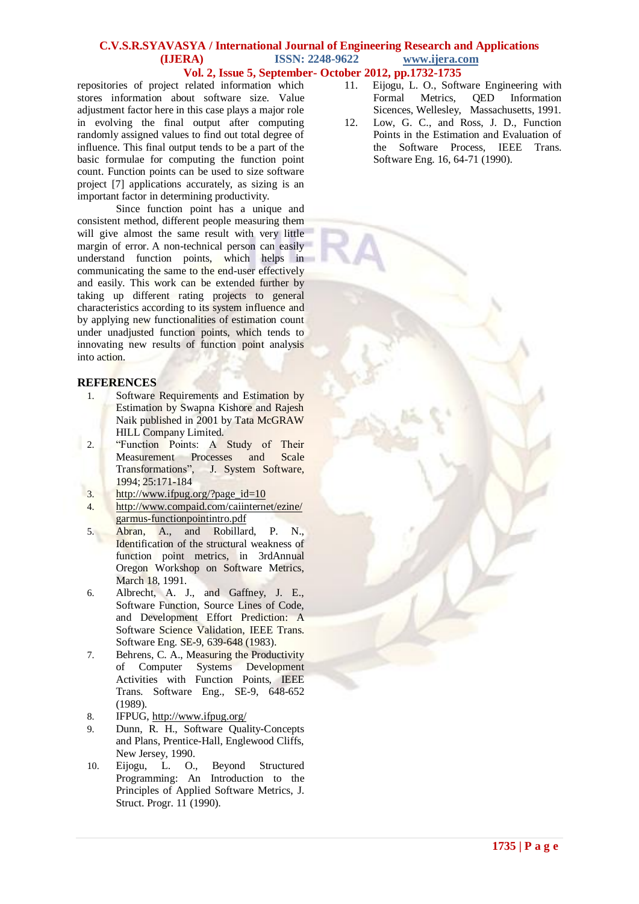repositories of project related information which stores information about software size. Value adjustment factor here in this case plays a major role in evolving the final output after computing randomly assigned values to find out total degree of influence. This final output tends to be a part of the basic formulae for computing the function point count. Function points can be used to size software project [7] applications accurately, as sizing is an important factor in determining productivity.

Since function point has a unique and consistent method, different people measuring them will give almost the same result with very little margin of error. A non-technical person can easily understand function points, which helps in communicating the same to the end-user effectively and easily. This work can be extended further by taking up different rating projects to general characteristics according to its system influence and by applying new functionalities of estimation count under unadjusted function points, which tends to innovating new results of function point analysis into action.

## REFERENCES

1. Software Requirements and Estimation by Estimation by Swapna Kishore and Rajesh Naik published in 2001 by Tata McGRAW HILL Company Limited.
2. "Function Points: A Study of Their Measurement Processes and Scale Transformations", J. System Software, 1994; 25:171-184
3. http://www.ifpug.org/?page_id=10
4. http://www.compaid.com/caiinternet/ezine/garmus-functionpointintro.pdf
5. Abran, A., and Robillard, P. N., Identification of the structural weakness of function point metrics, in 3rdAnnual Oregon Workshop on Software Metrics, March 18, 1991.
6. Albrecht, A. J., and Gaffney, J. E., Software Function, Source Lines of Code, and Development Effort Prediction: A Software Science Validation, IEEE Trans. Software Eng. SE-9, 639-648 (1983).
7. Behrens, C. A., Measuring the Productivity of Computer Systems Development Activities with Function Points, IEEE Trans. Software Eng., SE-9, 648-652 (1989).
8. IFPUG, http://www.ifpug.org/
9. Dunn, R. H., Software Quality-Concepts and Plans, Prentice-Hall, Englewood Cliffs, New Jersey, 1990.
10. Eijogu, L. O., Beyond Structured Programming: An Introduction to the Principles of Applied Software Metrics, J. Struct. Progr. 11 (1990).
11. Eijogu, L. O., Software Engineering with Formal Metrics, QED Information Sicences, Wellesley, Massachusetts, 1991.
12. Low, G. C., and Ross, J. D., Function Points in the Estimation and Evaluation of the Software Process, IEEE Trans. Software Eng. 16, 64-71 (1990).